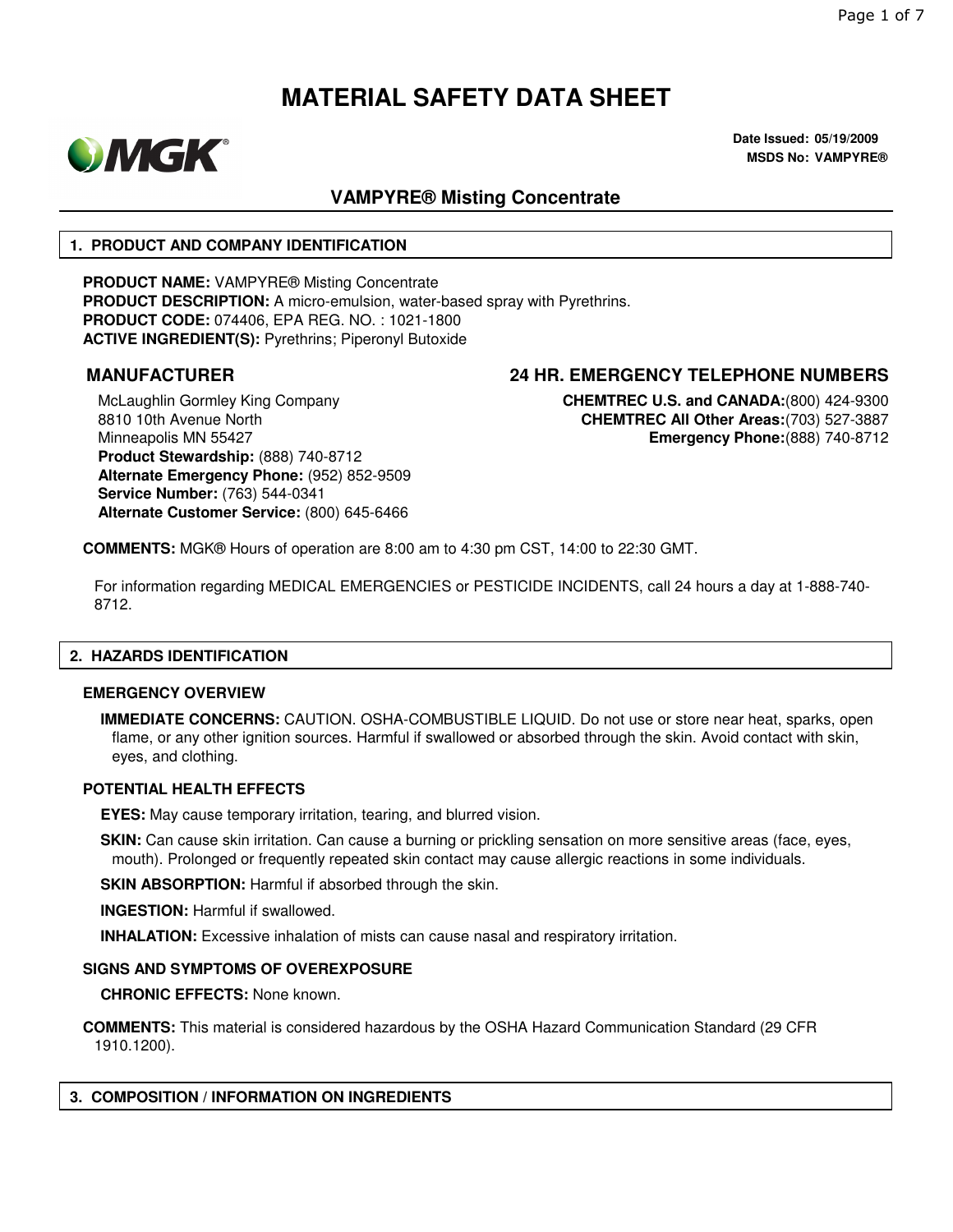# MATERIAL SAFETY DATA SHEET

**Date Issued: 05/19/2009**
**MSDS No: VAMPYRE®**

## VAMPYRE® Misting Concentrate

### 1. PRODUCT AND COMPANY IDENTIFICATION

**PRODUCT NAME:** VAMPYRE® Misting Concentrate
**PRODUCT DESCRIPTION:** A micro-emulsion, water-based spray with Pyrethrins.
**PRODUCT CODE:** 074406, EPA REG. NO. : 1021-1800
**ACTIVE INGREDIENT(S):** Pyrethrins; Piperonyl Butoxide

**MANUFACTURER**

McLaughlin Gormley King Company
8810 10th Avenue North
Minneapolis MN 55427
**Product Stewardship:** (888) 740-8712
**Alternate Emergency Phone:** (952) 852-9509
**Service Number:** (763) 544-0341
**Alternate Customer Service:** (800) 645-6466

**24 HR. EMERGENCY TELEPHONE NUMBERS**

**CHEMTREC U.S. and CANADA:**(800) 424-9300
**CHEMTREC All Other Areas:**(703) 527-3887
**Emergency Phone:**(888) 740-8712

**COMMENTS:** MGK® Hours of operation are 8:00 am to 4:30 pm CST, 14:00 to 22:30 GMT.

For information regarding MEDICAL EMERGENCIES or PESTICIDE INCIDENTS, call 24 hours a day at 1-888-740-8712.

### 2. HAZARDS IDENTIFICATION

**EMERGENCY OVERVIEW**

**IMMEDIATE CONCERNS:** CAUTION. OSHA-COMBUSTIBLE LIQUID. Do not use or store near heat, sparks, open flame, or any other ignition sources. Harmful if swallowed or absorbed through the skin. Avoid contact with skin, eyes, and clothing.

**POTENTIAL HEALTH EFFECTS**

**EYES:** May cause temporary irritation, tearing, and blurred vision.

**SKIN:** Can cause skin irritation. Can cause a burning or prickling sensation on more sensitive areas (face, eyes, mouth). Prolonged or frequently repeated skin contact may cause allergic reactions in some individuals.

**SKIN ABSORPTION:** Harmful if absorbed through the skin.

**INGESTION:** Harmful if swallowed.

**INHALATION:** Excessive inhalation of mists can cause nasal and respiratory irritation.

**SIGNS AND SYMPTOMS OF OVEREXPOSURE**

**CHRONIC EFFECTS:** None known.

**COMMENTS:** This material is considered hazardous by the OSHA Hazard Communication Standard (29 CFR 1910.1200).

### 3. COMPOSITION / INFORMATION ON INGREDIENTS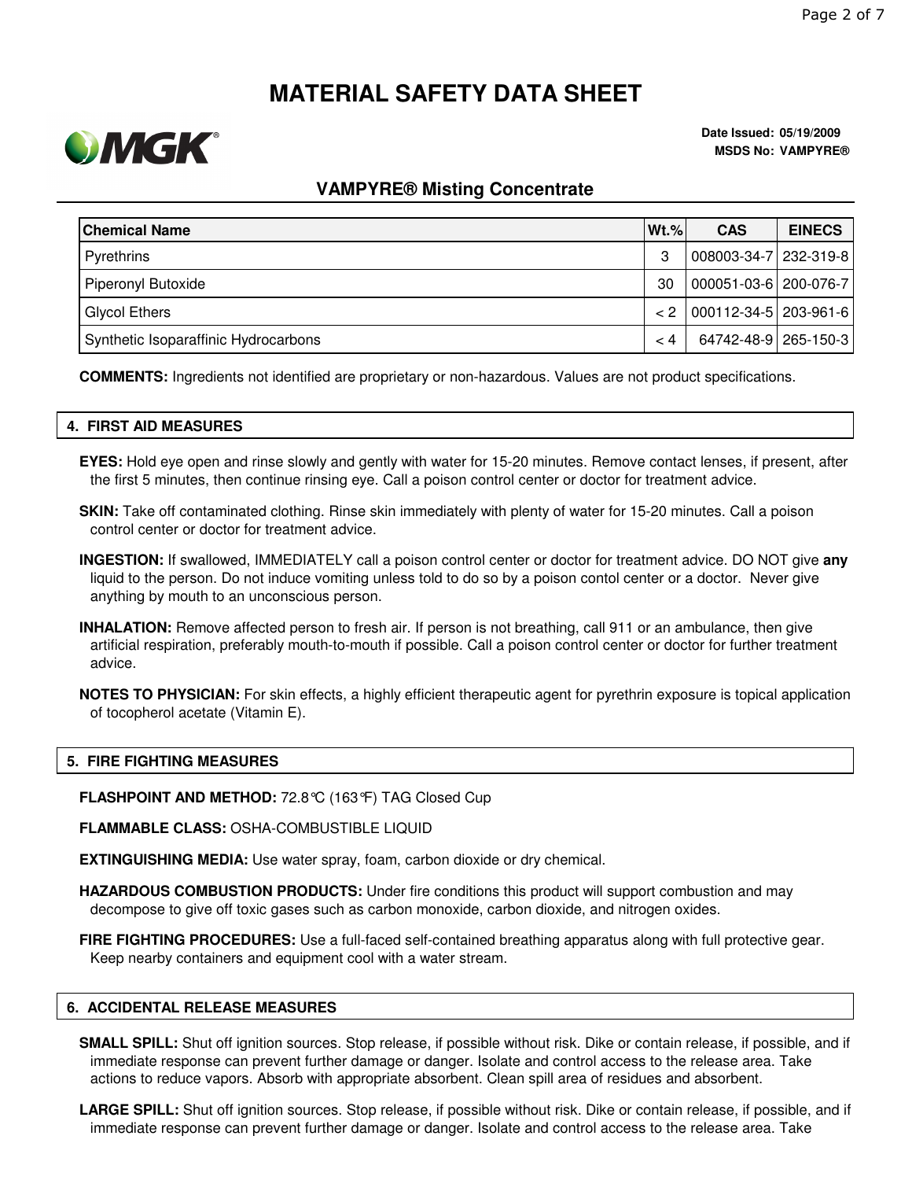# MATERIAL SAFETY DATA SHEET

**Date Issued: 05/19/2009**
**MSDS No: VAMPYRE®**

## VAMPYRE® Misting Concentrate

| Chemical Name | Wt.% | CAS | EINECS |
|---|---|---|---|
| Pyrethrins | 3 | 008003-34-7 | 232-319-8 |
| Piperonyl Butoxide | 30 | 000051-03-6 | 200-076-7 |
| Glycol Ethers | < 2 | 000112-34-5 | 203-961-6 |
| Synthetic Isoparaffinic Hydrocarbons | < 4 | 64742-48-9 | 265-150-3 |

**COMMENTS:** Ingredients not identified are proprietary or non-hazardous. Values are not product specifications.

## 4. FIRST AID MEASURES

**EYES:** Hold eye open and rinse slowly and gently with water for 15-20 minutes. Remove contact lenses, if present, after the first 5 minutes, then continue rinsing eye. Call a poison control center or doctor for treatment advice.

**SKIN:** Take off contaminated clothing. Rinse skin immediately with plenty of water for 15-20 minutes. Call a poison control center or doctor for treatment advice.

**INGESTION:** If swallowed, IMMEDIATELY call a poison control center or doctor for treatment advice. DO NOT give **any** liquid to the person. Do not induce vomiting unless told to do so by a poison contol center or a doctor. Never give anything by mouth to an unconscious person.

**INHALATION:** Remove affected person to fresh air. If person is not breathing, call 911 or an ambulance, then give artificial respiration, preferably mouth-to-mouth if possible. Call a poison control center or doctor for further treatment advice.

**NOTES TO PHYSICIAN:** For skin effects, a highly efficient therapeutic agent for pyrethrin exposure is topical application of tocopherol acetate (Vitamin E).

## 5. FIRE FIGHTING MEASURES

**FLASHPOINT AND METHOD:** 72.8°C (163°F) TAG Closed Cup

**FLAMMABLE CLASS:** OSHA-COMBUSTIBLE LIQUID

**EXTINGUISHING MEDIA:** Use water spray, foam, carbon dioxide or dry chemical.

**HAZARDOUS COMBUSTION PRODUCTS:** Under fire conditions this product will support combustion and may decompose to give off toxic gases such as carbon monoxide, carbon dioxide, and nitrogen oxides.

**FIRE FIGHTING PROCEDURES:** Use a full-faced self-contained breathing apparatus along with full protective gear. Keep nearby containers and equipment cool with a water stream.

## 6. ACCIDENTAL RELEASE MEASURES

**SMALL SPILL:** Shut off ignition sources. Stop release, if possible without risk. Dike or contain release, if possible, and if immediate response can prevent further damage or danger. Isolate and control access to the release area. Take actions to reduce vapors. Absorb with appropriate absorbent. Clean spill area of residues and absorbent.

**LARGE SPILL:** Shut off ignition sources. Stop release, if possible without risk. Dike or contain release, if possible, and if immediate response can prevent further damage or danger. Isolate and control access to the release area. Take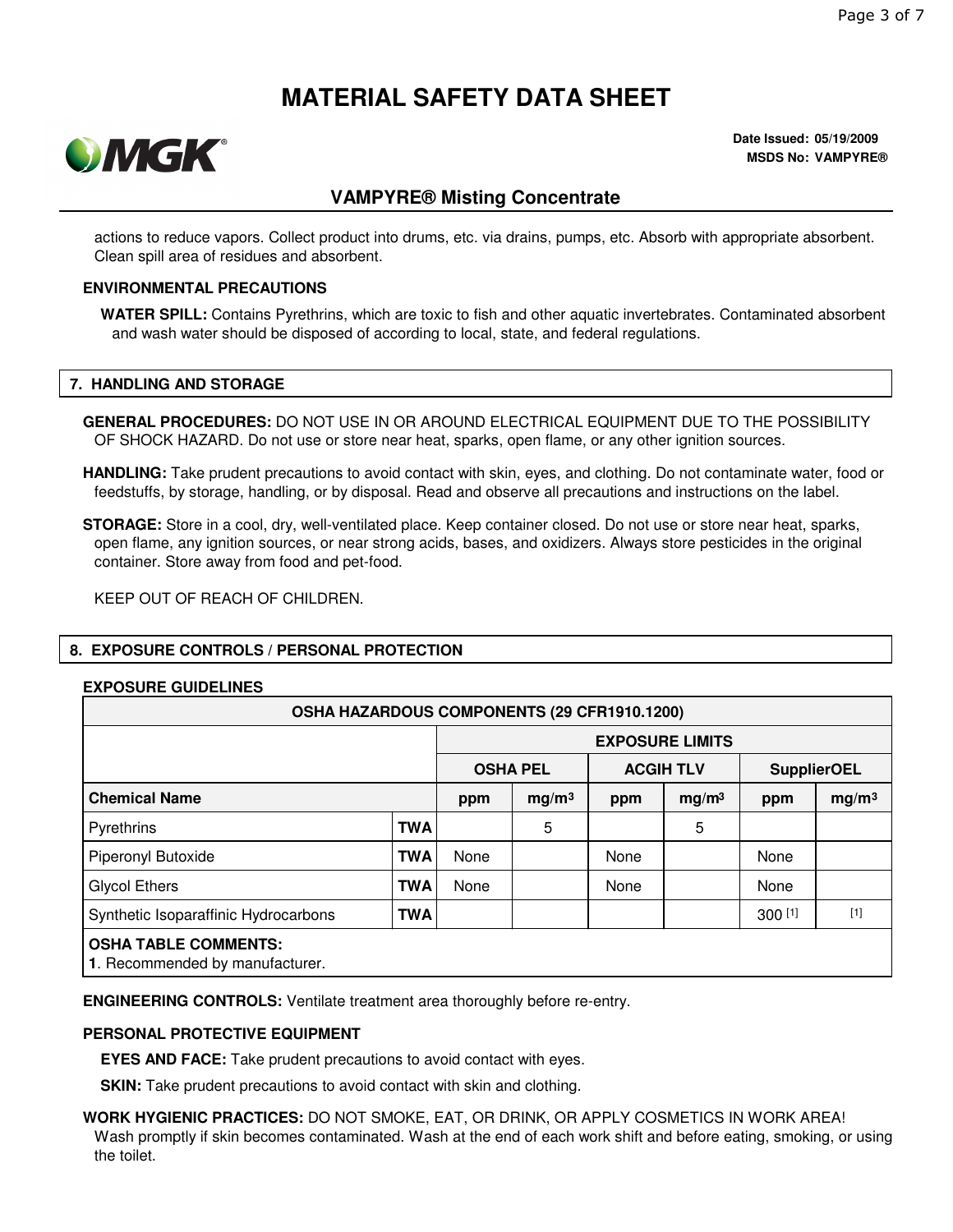# MATERIAL SAFETY DATA SHEET

**Date Issued: 05/19/2009**
**MSDS No: VAMPYRE®**

## VAMPYRE® Misting Concentrate

actions to reduce vapors. Collect product into drums, etc. via drains, pumps, etc. Absorb with appropriate absorbent. Clean spill area of residues and absorbent.

**ENVIRONMENTAL PRECAUTIONS**

**WATER SPILL:** Contains Pyrethrins, which are toxic to fish and other aquatic invertebrates. Contaminated absorbent and wash water should be disposed of according to local, state, and federal regulations.

## 7. HANDLING AND STORAGE

**GENERAL PROCEDURES:** DO NOT USE IN OR AROUND ELECTRICAL EQUIPMENT DUE TO THE POSSIBILITY OF SHOCK HAZARD. Do not use or store near heat, sparks, open flame, or any other ignition sources.

**HANDLING:** Take prudent precautions to avoid contact with skin, eyes, and clothing. Do not contaminate water, food or feedstuffs, by storage, handling, or by disposal. Read and observe all precautions and instructions on the label.

**STORAGE:** Store in a cool, dry, well-ventilated place. Keep container closed. Do not use or store near heat, sparks, open flame, any ignition sources, or near strong acids, bases, and oxidizers. Always store pesticides in the original container. Store away from food and pet-food.

KEEP OUT OF REACH OF CHILDREN.

## 8. EXPOSURE CONTROLS / PERSONAL PROTECTION

**EXPOSURE GUIDELINES**

| OSHA HAZARDOUS COMPONENTS (29 CFR1910.1200) | | | | | | | |
|---|---|---|---|---|---|---|---|
| | | EXPOSURE LIMITS | | | | | |
| | | OSHA PEL | | ACGIH TLV | | SupplierOEL | |
| **Chemical Name** | | ppm | $mg/m^3$ | ppm | $mg/m^3$ | ppm | $mg/m^3$ |
| Pyrethrins | TWA | | 5 | | 5 | | |
| Piperonyl Butoxide | TWA | None | | None | | None | |
| Glycol Ethers | TWA | None | | None | | None | |
| Synthetic Isoparaffinic Hydrocarbons | TWA | | | | | 300 [1] | [1] |

**OSHA TABLE COMMENTS:**
**1**. Recommended by manufacturer.

**ENGINEERING CONTROLS:** Ventilate treatment area thoroughly before re-entry.

**PERSONAL PROTECTIVE EQUIPMENT**

**EYES AND FACE:** Take prudent precautions to avoid contact with eyes.

**SKIN:** Take prudent precautions to avoid contact with skin and clothing.

**WORK HYGIENIC PRACTICES:** DO NOT SMOKE, EAT, OR DRINK, OR APPLY COSMETICS IN WORK AREA! Wash promptly if skin becomes contaminated. Wash at the end of each work shift and before eating, smoking, or using the toilet.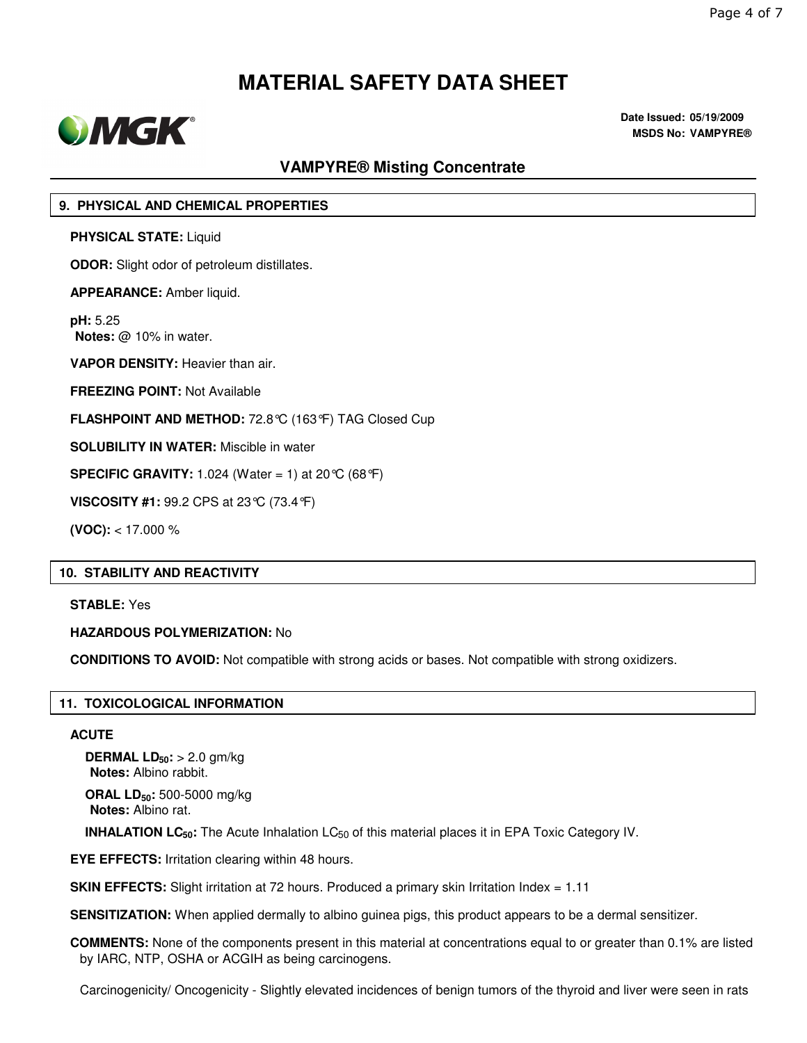# MATERIAL SAFETY DATA SHEET

**Date Issued: 05/19/2009**
**MSDS No: VAMPYRE®**

## VAMPYRE® Misting Concentrate

### 9. PHYSICAL AND CHEMICAL PROPERTIES

**PHYSICAL STATE:** Liquid

**ODOR:** Slight odor of petroleum distillates.

**APPEARANCE:** Amber liquid.

**pH:** 5.25
**Notes:** @ 10% in water.

**VAPOR DENSITY:** Heavier than air.

**FREEZING POINT:** Not Available

**FLASHPOINT AND METHOD:** 72.8°C (163°F) TAG Closed Cup

**SOLUBILITY IN WATER:** Miscible in water

**SPECIFIC GRAVITY:** 1.024 (Water = 1) at 20°C (68°F)

**VISCOSITY #1:** 99.2 CPS at 23°C (73.4°F)

**(VOC):** < 17.000 %

### 10. STABILITY AND REACTIVITY

**STABLE:** Yes

**HAZARDOUS POLYMERIZATION:** No

**CONDITIONS TO AVOID:** Not compatible with strong acids or bases. Not compatible with strong oxidizers.

### 11. TOXICOLOGICAL INFORMATION

**ACUTE**

**DERMAL $LD_{50}$:** > 2.0 gm/kg
**Notes:** Albino rabbit.

**ORAL $LD_{50}$:** 500-5000 mg/kg
**Notes:** Albino rat.

**INHALATION $LC_{50}$:** The Acute Inhalation $LC_{50}$ of this material places it in EPA Toxic Category IV.

**EYE EFFECTS:** Irritation clearing within 48 hours.

**SKIN EFFECTS:** Slight irritation at 72 hours. Produced a primary skin Irritation Index = 1.11

**SENSITIZATION:** When applied dermally to albino guinea pigs, this product appears to be a dermal sensitizer.

**COMMENTS:** None of the components present in this material at concentrations equal to or greater than 0.1% are listed by IARC, NTP, OSHA or ACGIH as being carcinogens.

Carcinogenicity/ Oncogenicity - Slightly elevated incidences of benign tumors of the thyroid and liver were seen in rats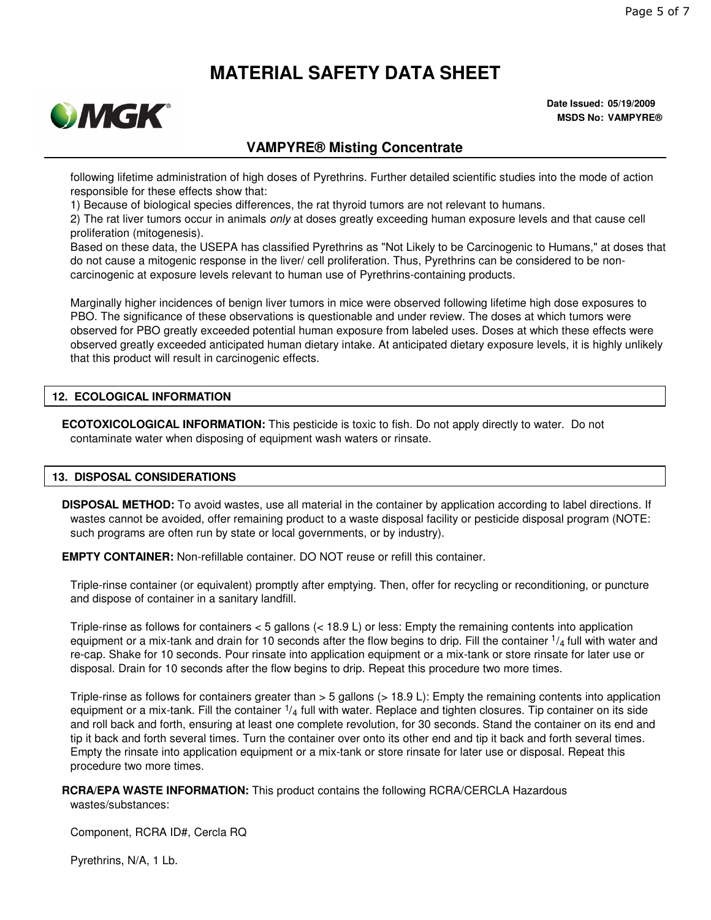following lifetime administration of high doses of Pyrethrins. Further detailed scientific studies into the mode of action responsible for these effects show that:

1) Because of biological species differences, the rat thyroid tumors are not relevant to humans.
2) The rat liver tumors occur in animals *only* at doses greatly exceeding human exposure levels and that cause cell proliferation (mitogenesis).

Based on these data, the USEPA has classified Pyrethrins as "Not Likely to be Carcinogenic to Humans," at doses that do not cause a mitogenic response in the liver/ cell proliferation. Thus, Pyrethrins can be considered to be non-carcinogenic at exposure levels relevant to human use of Pyrethrins-containing products.

Marginally higher incidences of benign liver tumors in mice were observed following lifetime high dose exposures to PBO. The significance of these observations is questionable and under review. The doses at which tumors were observed for PBO greatly exceeded potential human exposure from labeled uses. Doses at which these effects were observed greatly exceeded anticipated human dietary intake. At anticipated dietary exposure levels, it is highly unlikely that this product will result in carcinogenic effects.

## 12. ECOLOGICAL INFORMATION

**ECOTOXICOLOGICAL INFORMATION:** This pesticide is toxic to fish. Do not apply directly to water. Do not contaminate water when disposing of equipment wash waters or rinsate.

## 13. DISPOSAL CONSIDERATIONS

**DISPOSAL METHOD:** To avoid wastes, use all material in the container by application according to label directions. If wastes cannot be avoided, offer remaining product to a waste disposal facility or pesticide disposal program (NOTE: such programs are often run by state or local governments, or by industry).

**EMPTY CONTAINER:** Non-refillable container. DO NOT reuse or refill this container.

Triple-rinse container (or equivalent) promptly after emptying. Then, offer for recycling or reconditioning, or puncture and dispose of container in a sanitary landfill.

Triple-rinse as follows for containers < 5 gallons (< 18.9 L) or less: Empty the remaining contents into application equipment or a mix-tank and drain for 10 seconds after the flow begins to drip. Fill the container $^{1}/_{4}$ full with water and re-cap. Shake for 10 seconds. Pour rinsate into application equipment or a mix-tank or store rinsate for later use or disposal. Drain for 10 seconds after the flow begins to drip. Repeat this procedure two more times.

Triple-rinse as follows for containers greater than > 5 gallons (> 18.9 L): Empty the remaining contents into application equipment or a mix-tank. Fill the container $^{1}/_{4}$ full with water. Replace and tighten closures. Tip container on its side and roll back and forth, ensuring at least one complete revolution, for 30 seconds. Stand the container on its end and tip it back and forth several times. Turn the container over onto its other end and tip it back and forth several times. Empty the rinsate into application equipment or a mix-tank or store rinsate for later use or disposal. Repeat this procedure two more times.

**RCRA/EPA WASTE INFORMATION:** This product contains the following RCRA/CERCLA Hazardous wastes/substances:

Component, RCRA ID#, Cercla RQ

Pyrethrins, N/A, 1 Lb.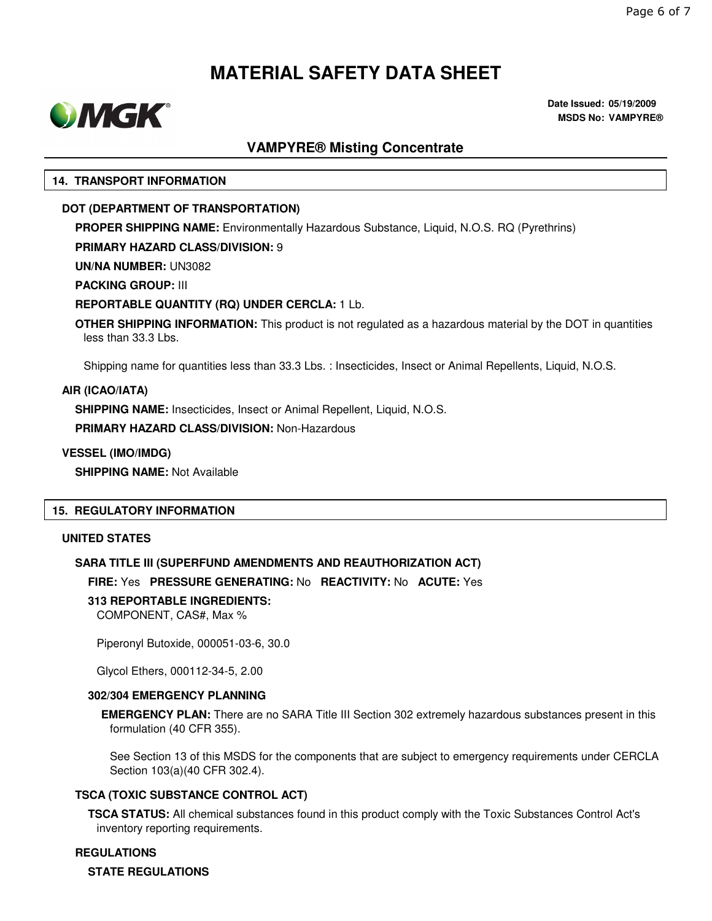# MATERIAL SAFETY DATA SHEET

**Date Issued: 05/19/2009**
**MSDS No: VAMPYRE®**

## VAMPYRE® Misting Concentrate

### 14. TRANSPORT INFORMATION

**DOT (DEPARTMENT OF TRANSPORTATION)**

**PROPER SHIPPING NAME:** Environmentally Hazardous Substance, Liquid, N.O.S. RQ (Pyrethrins)

**PRIMARY HAZARD CLASS/DIVISION:** 9

**UN/NA NUMBER:** UN3082

**PACKING GROUP:** III

**REPORTABLE QUANTITY (RQ) UNDER CERCLA:** 1 Lb.

**OTHER SHIPPING INFORMATION:** This product is not regulated as a hazardous material by the DOT in quantities less than 33.3 Lbs.

Shipping name for quantities less than 33.3 Lbs. : Insecticides, Insect or Animal Repellents, Liquid, N.O.S.

**AIR (ICAO/IATA)**

**SHIPPING NAME:** Insecticides, Insect or Animal Repellent, Liquid, N.O.S.

**PRIMARY HAZARD CLASS/DIVISION:** Non-Hazardous

**VESSEL (IMO/IMDG)**

**SHIPPING NAME:** Not Available

### 15. REGULATORY INFORMATION

**UNITED STATES**

**SARA TITLE III (SUPERFUND AMENDMENTS AND REAUTHORIZATION ACT)**

**FIRE:** Yes **PRESSURE GENERATING:** No **REACTIVITY:** No **ACUTE:** Yes

**313 REPORTABLE INGREDIENTS:**

COMPONENT, CAS#, Max %

Piperonyl Butoxide, 000051-03-6, 30.0

Glycol Ethers, 000112-34-5, 2.00

**302/304 EMERGENCY PLANNING**

**EMERGENCY PLAN:** There are no SARA Title III Section 302 extremely hazardous substances present in this formulation (40 CFR 355).

See Section 13 of this MSDS for the components that are subject to emergency requirements under CERCLA Section 103(a)(40 CFR 302.4).

**TSCA (TOXIC SUBSTANCE CONTROL ACT)**

**TSCA STATUS:** All chemical substances found in this product comply with the Toxic Substances Control Act's inventory reporting requirements.

**REGULATIONS**

**STATE REGULATIONS**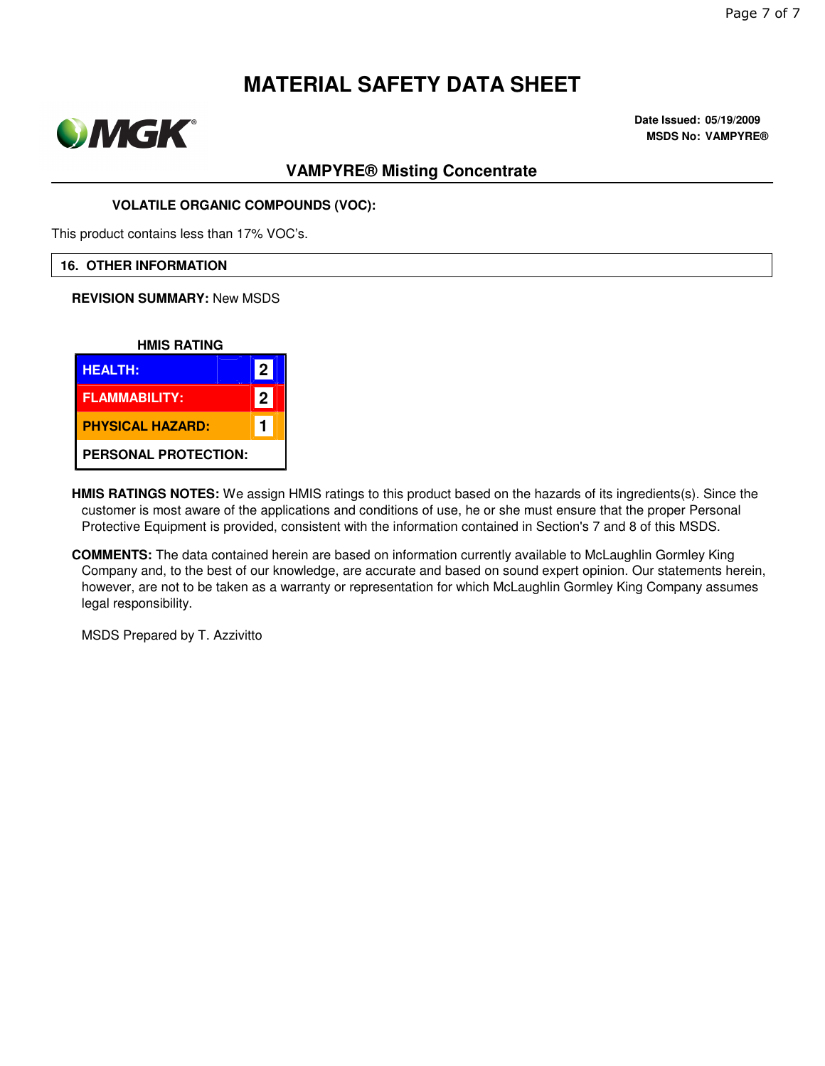# MATERIAL SAFETY DATA SHEET

MGK®

**Date Issued:** 05/19/2009
**MSDS No:** VAMPYRE®

## VAMPYRE® Misting Concentrate

**VOLATILE ORGANIC COMPOUNDS (VOC):**

This product contains less than 17% VOC's.

## 16. OTHER INFORMATION

**REVISION SUMMARY:** New MSDS

**HMIS RATING**

| | |
|---|---|
| HEALTH: | 2 |
| FLAMMABILITY: | 2 |
| PHYSICAL HAZARD: | 1 |
| PERSONAL PROTECTION: | |

**HMIS RATINGS NOTES:** We assign HMIS ratings to this product based on the hazards of its ingredients(s). Since the customer is most aware of the applications and conditions of use, he or she must ensure that the proper Personal Protective Equipment is provided, consistent with the information contained in Section's 7 and 8 of this MSDS.

**COMMENTS:** The data contained herein are based on information currently available to McLaughlin Gormley King Company and, to the best of our knowledge, are accurate and based on sound expert opinion. Our statements herein, however, are not to be taken as a warranty or representation for which McLaughlin Gormley King Company assumes legal responsibility.

MSDS Prepared by T. Azzivitto